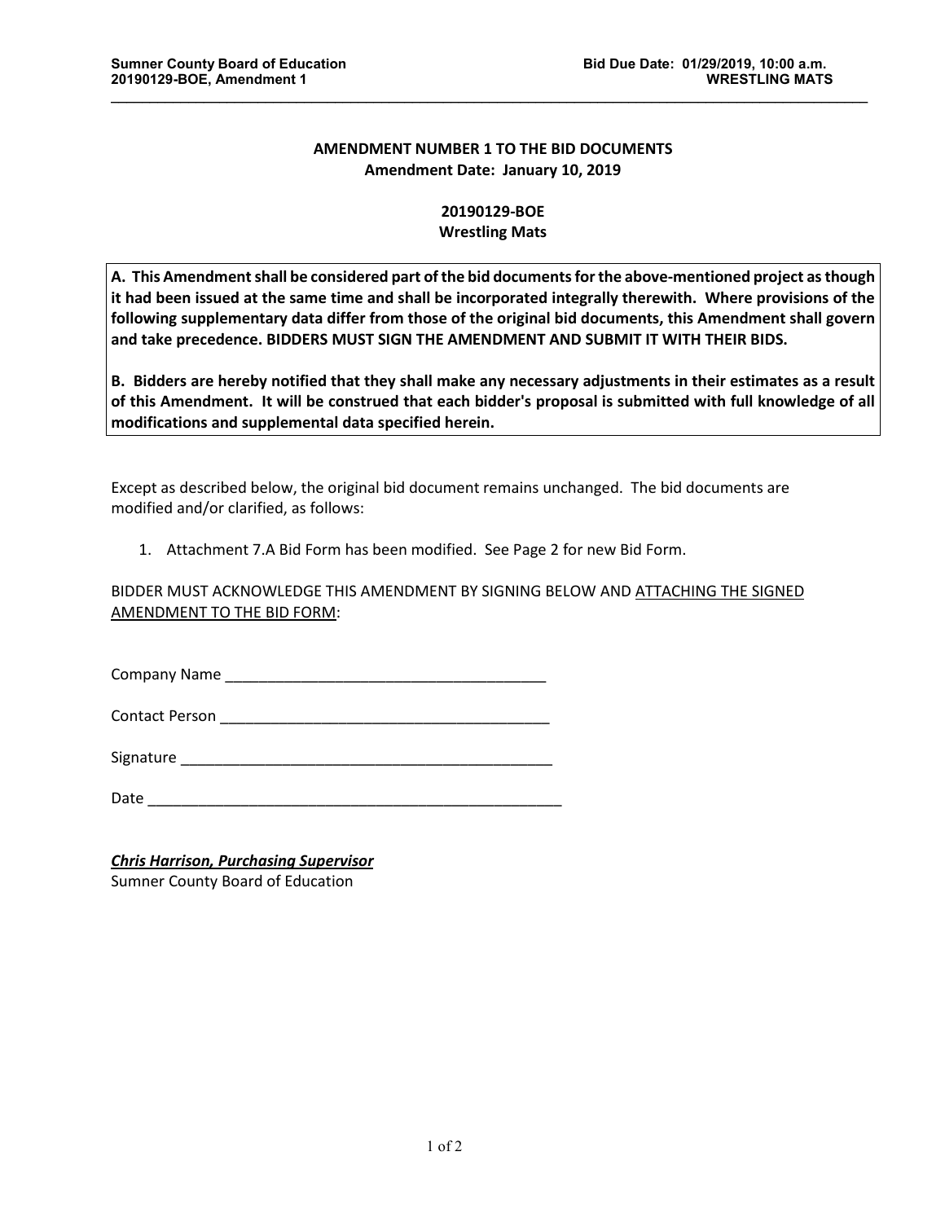## AMENDMENT NUMBER 1 TO THE BID DOCUMENTS

**Amendment Date: January 10, 2019**

**20190129-BOE**
**Wrestling Mats**

**A. This Amendment shall be considered part of the bid documents for the above-mentioned project as though it had been issued at the same time and shall be incorporated integrally therewith. Where provisions of the following supplementary data differ from those of the original bid documents, this Amendment shall govern and take precedence. BIDDERS MUST SIGN THE AMENDMENT AND SUBMIT IT WITH THEIR BIDS.**

**B. Bidders are hereby notified that they shall make any necessary adjustments in their estimates as a result of this Amendment. It will be construed that each bidder's proposal is submitted with full knowledge of all modifications and supplemental data specified herein.**

Except as described below, the original bid document remains unchanged. The bid documents are modified and/or clarified, as follows:

1. Attachment 7.A Bid Form has been modified. See Page 2 for new Bid Form.

BIDDER MUST ACKNOWLEDGE THIS AMENDMENT BY SIGNING BELOW AND ATTACHING THE SIGNED AMENDMENT TO THE BID FORM:

Company Name _______________________________________

Contact Person ________________________________________

Signature _____________________________________________

Date ___________________________________________________

***Chris Harrison, Purchasing Supervisor***
Sumner County Board of Education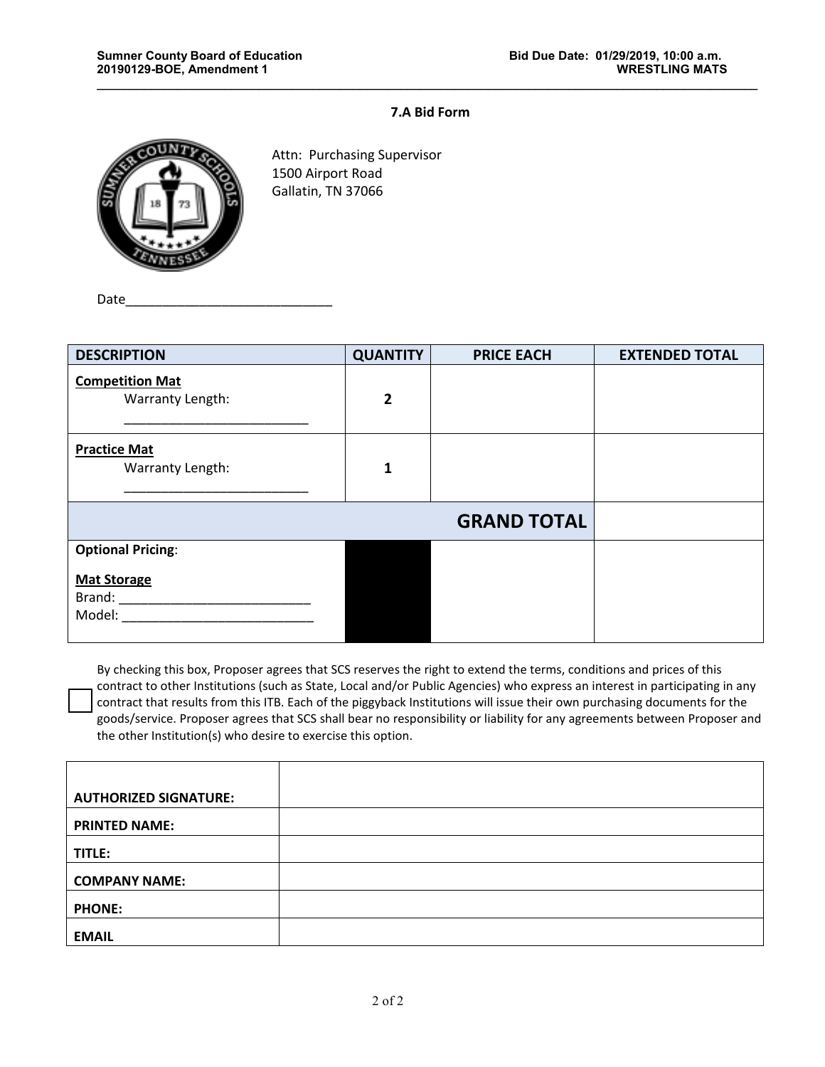### 7.A Bid Form

Attn: Purchasing Supervisor
1500 Airport Road
Gallatin, TN 37066

Date____________________________

| DESCRIPTION | QUANTITY | PRICE EACH | EXTENDED TOTAL |
|---|---|---|---|
| **Competition Mat** Warranty Length: _________________________ | **2** | | |
| **Practice Mat** Warranty Length: _________________________ | **1** | | |
| | | **GRAND TOTAL** | |
| **Optional Pricing**: **Mat Storage** Brand: __________________________ Model: __________________________ | | | |

☐ By checking this box, Proposer agrees that SCS reserves the right to extend the terms, conditions and prices of this contract to other Institutions (such as State, Local and/or Public Agencies) who express an interest in participating in any contract that results from this ITB. Each of the piggyback Institutions will issue their own purchasing documents for the goods/service. Proposer agrees that SCS shall bear no responsibility or liability for any agreements between Proposer and the other Institution(s) who desire to exercise this option.

| | |
|---|---|
| **AUTHORIZED SIGNATURE:** | |
| **PRINTED NAME:** | |
| **TITLE:** | |
| **COMPANY NAME:** | |
| **PHONE:** | |
| **EMAIL** | |